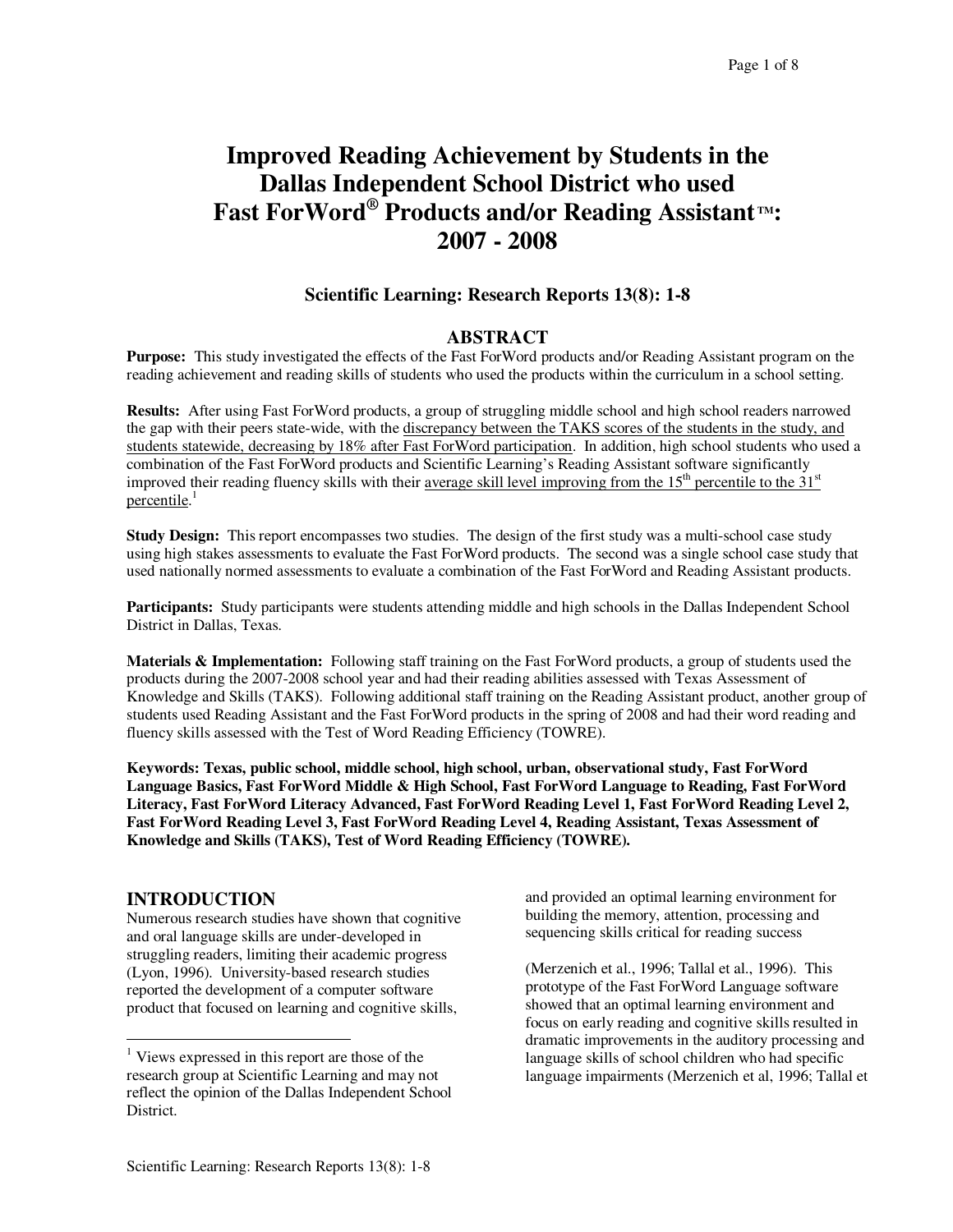# Improved Reading Achievement by Students in the Dallas Independent School District who used Fast ForWord® Products and/or Reading Assistant™: 2007 - 2008

### Scientific Learning: Research Reports 13(8): 1-8

## ABSTRACT

**Purpose:** This study investigated the effects of the Fast ForWord products and/or Reading Assistant program on the reading achievement and reading skills of students who used the products within the curriculum in a school setting.

**Results:** After using Fast ForWord products, a group of struggling middle school and high school readers narrowed the gap with their peers state-wide, with the discrepancy between the TAKS scores of the students in the study, and students statewide, decreasing by 18% after Fast ForWord participation. In addition, high school students who used a combination of the Fast ForWord products and Scientific Learning's Reading Assistant software significantly improved their reading fluency skills with their average skill level improving from the 15th percentile to the 31st percentile.[1]

**Study Design:** This report encompasses two studies. The design of the first study was a multi-school case study using high stakes assessments to evaluate the Fast ForWord products. The second was a single school case study that used nationally normed assessments to evaluate a combination of the Fast ForWord and Reading Assistant products.

**Participants:** Study participants were students attending middle and high schools in the Dallas Independent School District in Dallas, Texas.

**Materials & Implementation:** Following staff training on the Fast ForWord products, a group of students used the products during the 2007-2008 school year and had their reading abilities assessed with Texas Assessment of Knowledge and Skills (TAKS). Following additional staff training on the Reading Assistant product, another group of students used Reading Assistant and the Fast ForWord products in the spring of 2008 and had their word reading and fluency skills assessed with the Test of Word Reading Efficiency (TOWRE).

**Keywords: Texas, public school, middle school, high school, urban, observational study, Fast ForWord Language Basics, Fast ForWord Middle & High School, Fast ForWord Language to Reading, Fast ForWord Literacy, Fast ForWord Literacy Advanced, Fast ForWord Reading Level 1, Fast ForWord Reading Level 2, Fast ForWord Reading Level 3, Fast ForWord Reading Level 4, Reading Assistant, Texas Assessment of Knowledge and Skills (TAKS), Test of Word Reading Efficiency (TOWRE).**

## INTRODUCTION

Numerous research studies have shown that cognitive and oral language skills are under-developed in struggling readers, limiting their academic progress (Lyon, 1996). University-based research studies reported the development of a computer software product that focused on learning and cognitive skills, and provided an optimal learning environment for building the memory, attention, processing and sequencing skills critical for reading success

(Merzenich et al., 1996; Tallal et al., 1996). This prototype of the Fast ForWord Language software showed that an optimal learning environment and focus on early reading and cognitive skills resulted in dramatic improvements in the auditory processing and language skills of school children who had specific language impairments (Merzenich et al, 1996; Tallal et

[1] Views expressed in this report are those of the research group at Scientific Learning and may not reflect the opinion of the Dallas Independent School District.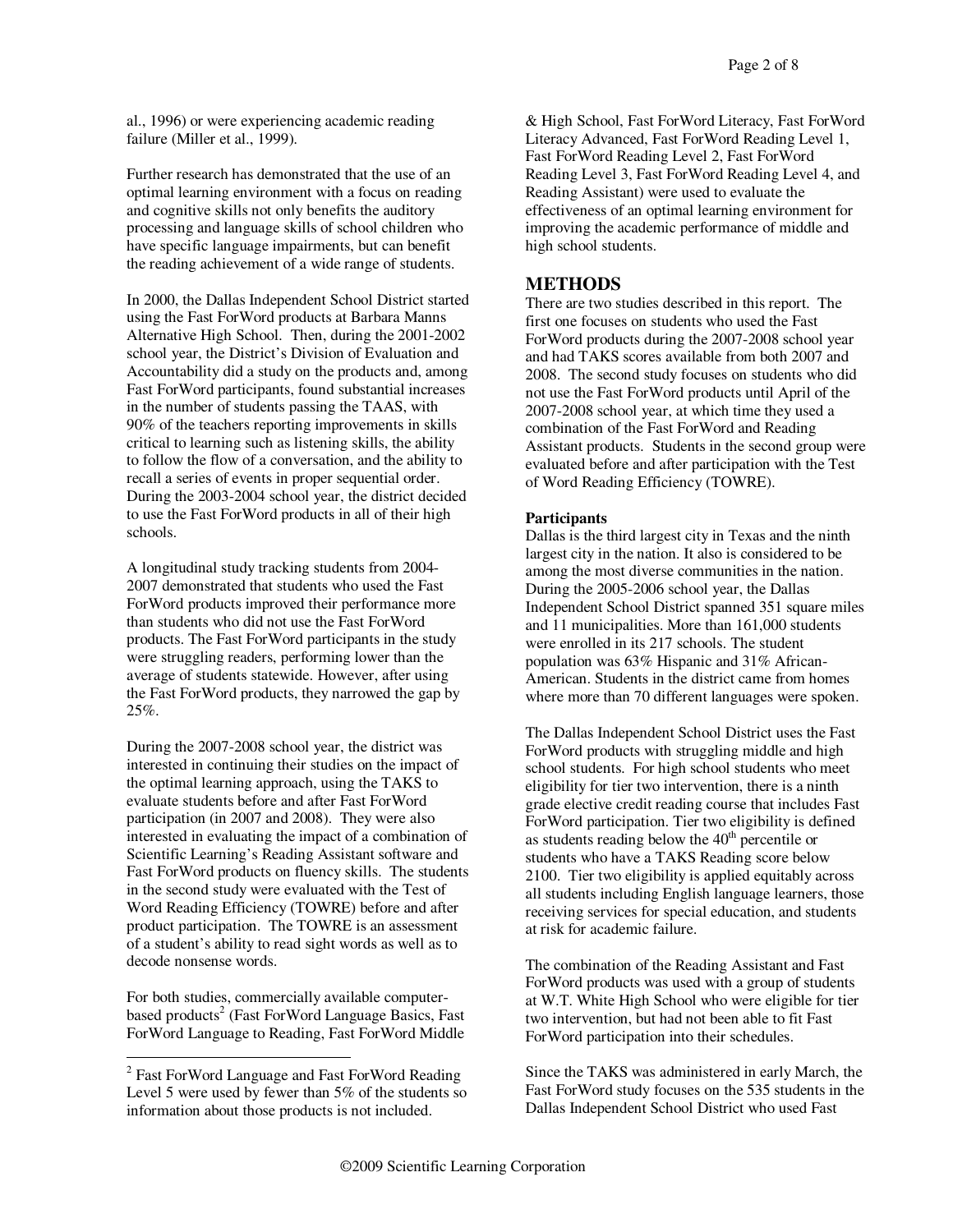al., 1996) or were experiencing academic reading failure (Miller et al., 1999).

Further research has demonstrated that the use of an optimal learning environment with a focus on reading and cognitive skills not only benefits the auditory processing and language skills of school children who have specific language impairments, but can benefit the reading achievement of a wide range of students.

In 2000, the Dallas Independent School District started using the Fast ForWord products at Barbara Manns Alternative High School. Then, during the 2001-2002 school year, the District's Division of Evaluation and Accountability did a study on the products and, among Fast ForWord participants, found substantial increases in the number of students passing the TAAS, with 90% of the teachers reporting improvements in skills critical to learning such as listening skills, the ability to follow the flow of a conversation, and the ability to recall a series of events in proper sequential order. During the 2003-2004 school year, the district decided to use the Fast ForWord products in all of their high schools.

A longitudinal study tracking students from 2004-2007 demonstrated that students who used the Fast ForWord products improved their performance more than students who did not use the Fast ForWord products. The Fast ForWord participants in the study were struggling readers, performing lower than the average of students statewide. However, after using the Fast ForWord products, they narrowed the gap by 25%.

During the 2007-2008 school year, the district was interested in continuing their studies on the impact of the optimal learning approach, using the TAKS to evaluate students before and after Fast ForWord participation (in 2007 and 2008). They were also interested in evaluating the impact of a combination of Scientific Learning's Reading Assistant software and Fast ForWord products on fluency skills. The students in the second study were evaluated with the Test of Word Reading Efficiency (TOWRE) before and after product participation. The TOWRE is an assessment of a student's ability to read sight words as well as to decode nonsense words.

For both studies, commercially available computer-based products[2] (Fast ForWord Language Basics, Fast ForWord Language to Reading, Fast ForWord Middle & High School, Fast ForWord Literacy, Fast ForWord Literacy Advanced, Fast ForWord Reading Level 1, Fast ForWord Reading Level 2, Fast ForWord Reading Level 3, Fast ForWord Reading Level 4, and Reading Assistant) were used to evaluate the effectiveness of an optimal learning environment for improving the academic performance of middle and high school students.

## METHODS

There are two studies described in this report. The first one focuses on students who used the Fast ForWord products during the 2007-2008 school year and had TAKS scores available from both 2007 and 2008. The second study focuses on students who did not use the Fast ForWord products until April of the 2007-2008 school year, at which time they used a combination of the Fast ForWord and Reading Assistant products. Students in the second group were evaluated before and after participation with the Test of Word Reading Efficiency (TOWRE).

### Participants

Dallas is the third largest city in Texas and the ninth largest city in the nation. It also is considered to be among the most diverse communities in the nation. During the 2005-2006 school year, the Dallas Independent School District spanned 351 square miles and 11 municipalities. More than 161,000 students were enrolled in its 217 schools. The student population was 63% Hispanic and 31% African-American. Students in the district came from homes where more than 70 different languages were spoken.

The Dallas Independent School District uses the Fast ForWord products with struggling middle and high school students. For high school students who meet eligibility for tier two intervention, there is a ninth grade elective credit reading course that includes Fast ForWord participation. Tier two eligibility is defined as students reading below the 40th percentile or students who have a TAKS Reading score below 2100. Tier two eligibility is applied equitably across all students including English language learners, those receiving services for special education, and students at risk for academic failure.

The combination of the Reading Assistant and Fast ForWord products was used with a group of students at W.T. White High School who were eligible for tier two intervention, but had not been able to fit Fast ForWord participation into their schedules.

Since the TAKS was administered in early March, the Fast ForWord study focuses on the 535 students in the Dallas Independent School District who used Fast

---

[2] Fast ForWord Language and Fast ForWord Reading Level 5 were used by fewer than 5% of the students so information about those products is not included.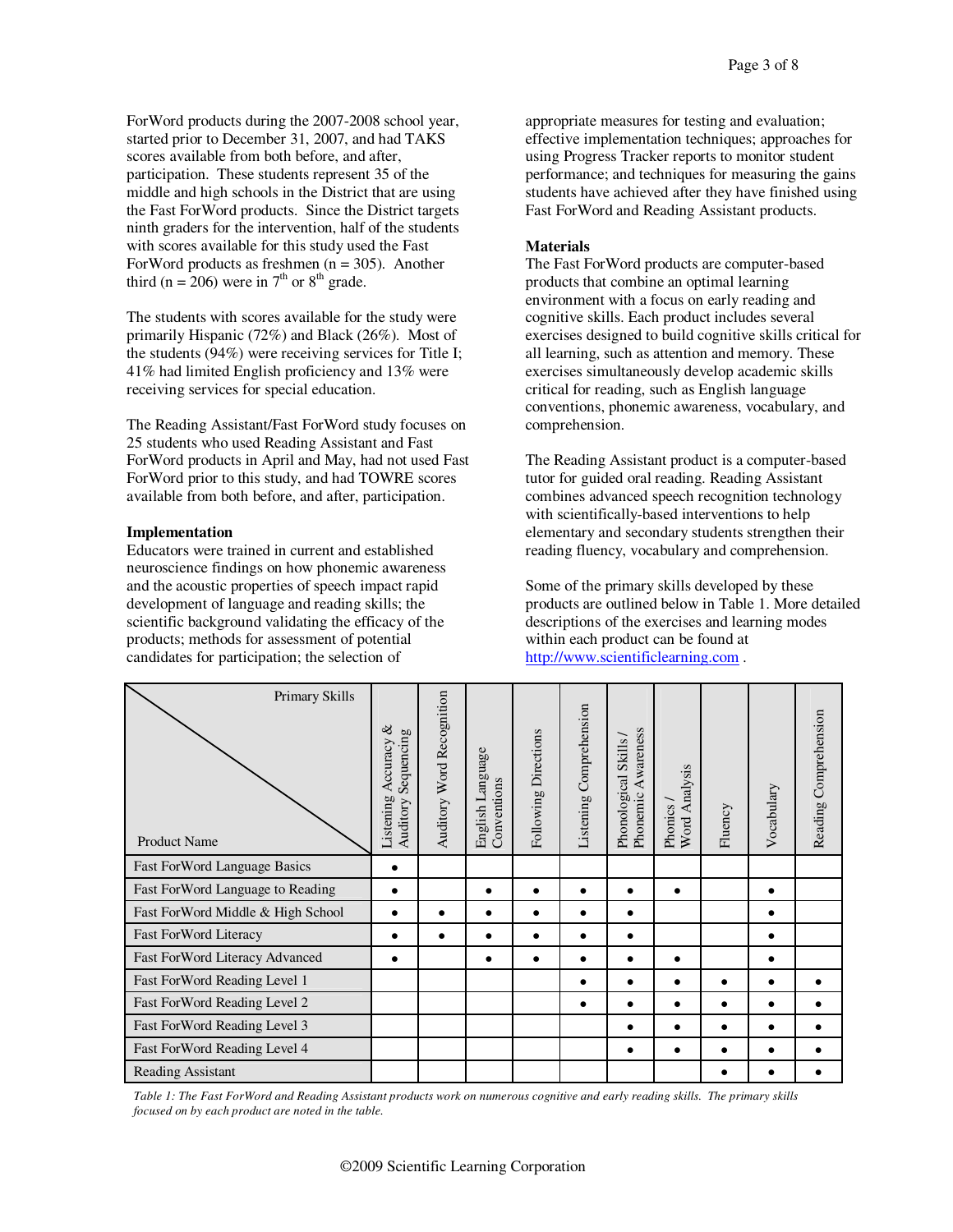ForWord products during the 2007-2008 school year, started prior to December 31, 2007, and had TAKS scores available from both before, and after, participation. These students represent 35 of the middle and high schools in the District that are using the Fast ForWord products. Since the District targets ninth graders for the intervention, half of the students with scores available for this study used the Fast ForWord products as freshmen (n = 305). Another third (n = 206) were in 7th or 8th grade.

The students with scores available for the study were primarily Hispanic (72%) and Black (26%). Most of the students (94%) were receiving services for Title I; 41% had limited English proficiency and 13% were receiving services for special education.

The Reading Assistant/Fast ForWord study focuses on 25 students who used Reading Assistant and Fast ForWord products in April and May, had not used Fast ForWord prior to this study, and had TOWRE scores available from both before, and after, participation.

**Implementation**

Educators were trained in current and established neuroscience findings on how phonemic awareness and the acoustic properties of speech impact rapid development of language and reading skills; the scientific background validating the efficacy of the products; methods for assessment of potential candidates for participation; the selection of appropriate measures for testing and evaluation; effective implementation techniques; approaches for using Progress Tracker reports to monitor student performance; and techniques for measuring the gains students have achieved after they have finished using Fast ForWord and Reading Assistant products.

**Materials**

The Fast ForWord products are computer-based products that combine an optimal learning environment with a focus on early reading and cognitive skills. Each product includes several exercises designed to build cognitive skills critical for all learning, such as attention and memory. These exercises simultaneously develop academic skills critical for reading, such as English language conventions, phonemic awareness, vocabulary, and comprehension.

The Reading Assistant product is a computer-based tutor for guided oral reading. Reading Assistant combines advanced speech recognition technology with scientifically-based interventions to help elementary and secondary students strengthen their reading fluency, vocabulary and comprehension.

Some of the primary skills developed by these products are outlined below in Table 1. More detailed descriptions of the exercises and learning modes within each product can be found at http://www.scientificlearning.com .

| Product Name \ Primary Skills | Listening Accuracy & Auditory Sequencing | Auditory Word Recognition | English Language Conventions | Following Directions | Listening Comprehension | Phonological Skills / Phonemic Awareness | Phonics / Word Analysis | Fluency | Vocabulary | Reading Comprehension |
|---|---|---|---|---|---|---|---|---|---|---|
| Fast ForWord Language Basics | • | | | | | | | | | |
| Fast ForWord Language to Reading | • | | • | • | • | • | • | | • | |
| Fast ForWord Middle & High School | • | • | • | • | • | • | | | • | |
| Fast ForWord Literacy | • | • | • | • | • | • | | | • | |
| Fast ForWord Literacy Advanced | • | | • | • | • | • | • | | • | |
| Fast ForWord Reading Level 1 | | | | | • | • | • | • | • | • |
| Fast ForWord Reading Level 2 | | | | | • | • | • | • | • | • |
| Fast ForWord Reading Level 3 | | | | | | • | • | • | • | • |
| Fast ForWord Reading Level 4 | | | | | | • | • | • | • | • |
| Reading Assistant | | | | | | | | • | • | • |

*Table 1: The Fast ForWord and Reading Assistant products work on numerous cognitive and early reading skills. The primary skills focused on by each product are noted in the table.*

©2009 Scientific Learning Corporation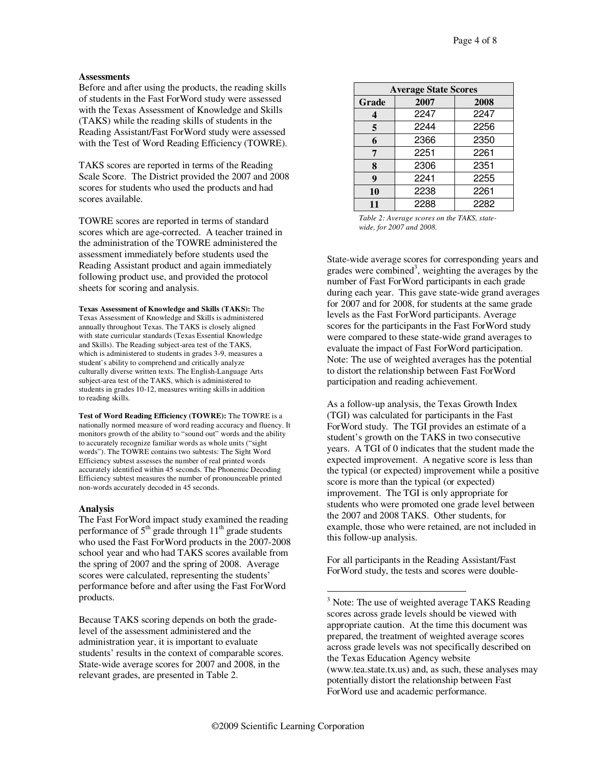**Assessments**

Before and after using the products, the reading skills of students in the Fast ForWord study were assessed with the Texas Assessment of Knowledge and Skills (TAKS) while the reading skills of students in the Reading Assistant/Fast ForWord study were assessed with the Test of Word Reading Efficiency (TOWRE).

TAKS scores are reported in terms of the Reading Scale Score. The District provided the 2007 and 2008 scores for students who used the products and had scores available.

TOWRE scores are reported in terms of standard scores which are age-corrected. A teacher trained in the administration of the TOWRE administered the assessment immediately before students used the Reading Assistant product and again immediately following product use, and provided the protocol sheets for scoring and analysis.

**Texas Assessment of Knowledge and Skills (TAKS):** The Texas Assessment of Knowledge and Skills is administered annually throughout Texas. The TAKS is closely aligned with state curricular standards (Texas Essential Knowledge and Skills). The Reading subject-area test of the TAKS, which is administered to students in grades 3-9, measures a student's ability to comprehend and critically analyze culturally diverse written texts. The English-Language Arts subject-area test of the TAKS, which is administered to students in grades 10-12, measures writing skills in addition to reading skills.

**Test of Word Reading Efficiency (TOWRE):** The TOWRE is a nationally normed measure of word reading accuracy and fluency. It monitors growth of the ability to "sound out" words and the ability to accurately recognize familiar words as whole units ("sight words"). The TOWRE contains two subtests: The Sight Word Efficiency subtest assesses the number of real printed words accurately identified within 45 seconds. The Phonemic Decoding Efficiency subtest measures the number of pronounceable printed non-words accurately decoded in 45 seconds.

**Analysis**

The Fast ForWord impact study examined the reading performance of 5th grade through 11th grade students who used the Fast ForWord products in the 2007-2008 school year and who had TAKS scores available from the spring of 2007 and the spring of 2008. Average scores were calculated, representing the students' performance before and after using the Fast ForWord products.

Because TAKS scoring depends on both the grade-level of the assessment administered and the administration year, it is important to evaluate students' results in the context of comparable scores. State-wide average scores for 2007 and 2008, in the relevant grades, are presented in Table 2.

| Average State Scores | | |
|---|---|---|
| **Grade** | **2007** | **2008** |
| **4** | 2247 | 2247 |
| **5** | 2244 | 2256 |
| **6** | 2366 | 2350 |
| **7** | 2251 | 2261 |
| **8** | 2306 | 2351 |
| **9** | 2241 | 2255 |
| **10** | 2238 | 2261 |
| **11** | 2288 | 2282 |

*Table 2: Average scores on the TAKS, state-wide, for 2007 and 2008.*

State-wide average scores for corresponding years and grades were combined[3], weighting the averages by the number of Fast ForWord participants in each grade during each year. This gave state-wide grand averages for 2007 and for 2008, for students at the same grade levels as the Fast ForWord participants. Average scores for the participants in the Fast ForWord study were compared to these state-wide grand averages to evaluate the impact of Fast ForWord participation. Note: The use of weighted averages has the potential to distort the relationship between Fast ForWord participation and reading achievement.

As a follow-up analysis, the Texas Growth Index (TGI) was calculated for participants in the Fast ForWord study. The TGI provides an estimate of a student's growth on the TAKS in two consecutive years. A TGI of 0 indicates that the student made the expected improvement. A negative score is less than the typical (or expected) improvement while a positive score is more than the typical (or expected) improvement. The TGI is only appropriate for students who were promoted one grade level between the 2007 and 2008 TAKS. Other students, for example, those who were retained, are not included in this follow-up analysis.

For all participants in the Reading Assistant/Fast ForWord study, the tests and scores were double-

[3] Note: The use of weighted average TAKS Reading scores across grade levels should be viewed with appropriate caution. At the time this document was prepared, the treatment of weighted average scores across grade levels was not specifically described on the Texas Education Agency website (www.tea.state.tx.us) and, as such, these analyses may potentially distort the relationship between Fast ForWord use and academic performance.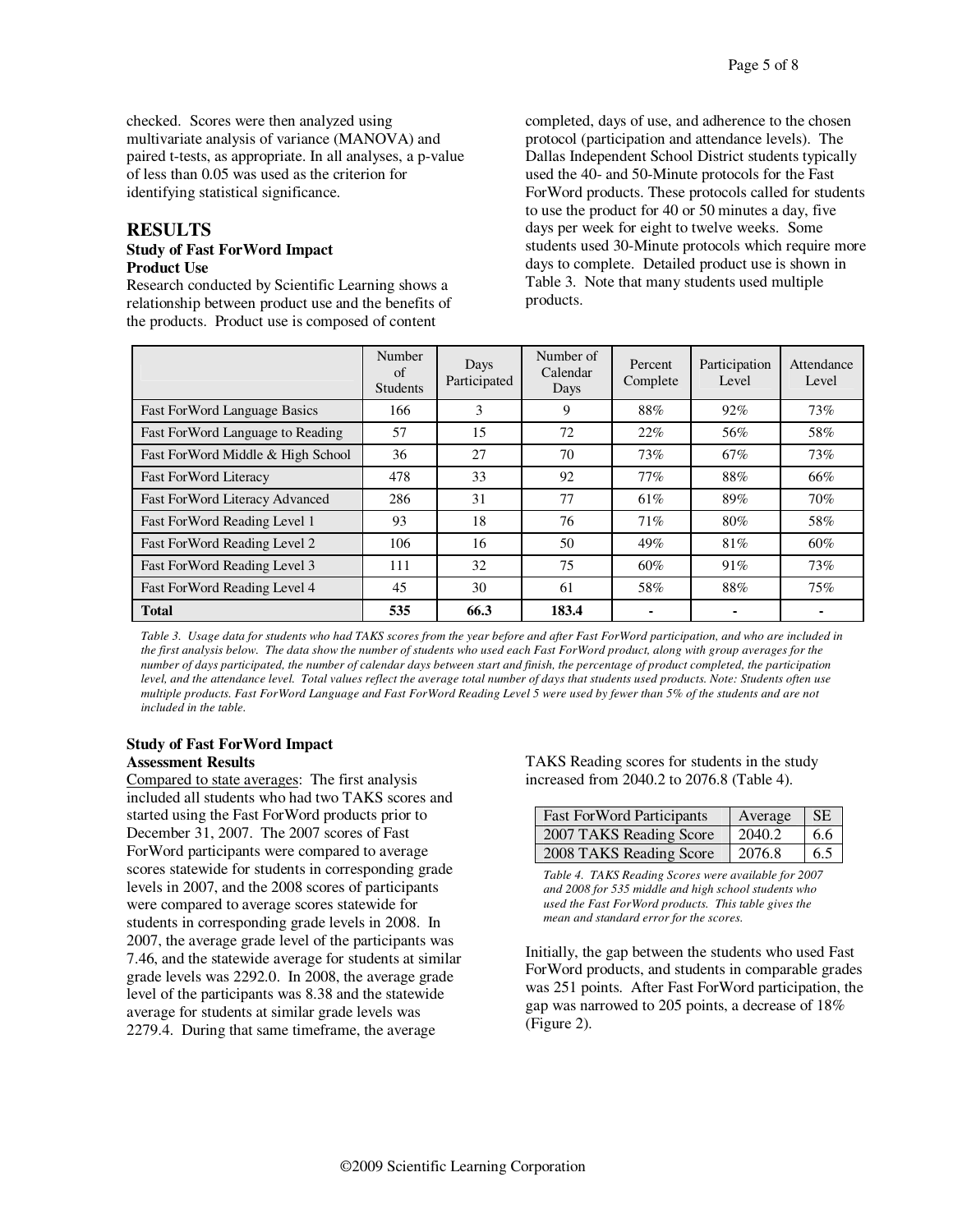checked. Scores were then analyzed using multivariate analysis of variance (MANOVA) and paired t-tests, as appropriate. In all analyses, a p-value of less than 0.05 was used as the criterion for identifying statistical significance.

## RESULTS

### Study of Fast ForWord Impact

**Product Use**

Research conducted by Scientific Learning shows a relationship between product use and the benefits of the products. Product use is composed of content completed, days of use, and adherence to the chosen protocol (participation and attendance levels). The Dallas Independent School District students typically used the 40- and 50-Minute protocols for the Fast ForWord products. These protocols called for students to use the product for 40 or 50 minutes a day, five days per week for eight to twelve weeks. Some students used 30-Minute protocols which require more days to complete. Detailed product use is shown in Table 3. Note that many students used multiple products.

| | Number of Students | Days Participated | Number of Calendar Days | Percent Complete | Participation Level | Attendance Level |
|---|---|---|---|---|---|---|
| Fast ForWord Language Basics | 166 | 3 | 9 | 88% | 92% | 73% |
| Fast ForWord Language to Reading | 57 | 15 | 72 | 22% | 56% | 58% |
| Fast ForWord Middle & High School | 36 | 27 | 70 | 73% | 67% | 73% |
| Fast ForWord Literacy | 478 | 33 | 92 | 77% | 88% | 66% |
| Fast ForWord Literacy Advanced | 286 | 31 | 77 | 61% | 89% | 70% |
| Fast ForWord Reading Level 1 | 93 | 18 | 76 | 71% | 80% | 58% |
| Fast ForWord Reading Level 2 | 106 | 16 | 50 | 49% | 81% | 60% |
| Fast ForWord Reading Level 3 | 111 | 32 | 75 | 60% | 91% | 73% |
| Fast ForWord Reading Level 4 | 45 | 30 | 61 | 58% | 88% | 75% |
| **Total** | **535** | **66.3** | **183.4** | **-** | **-** | **-** |

*Table 3. Usage data for students who had TAKS scores from the year before and after Fast ForWord participation, and who are included in the first analysis below. The data show the number of students who used each Fast ForWord product, along with group averages for the number of days participated, the number of calendar days between start and finish, the percentage of product completed, the participation level, and the attendance level. Total values reflect the average total number of days that students used products. Note: Students often use multiple products. Fast ForWord Language and Fast ForWord Reading Level 5 were used by fewer than 5% of the students and are not included in the table.*

### Study of Fast ForWord Impact

**Assessment Results**

Compared to state averages: The first analysis included all students who had two TAKS scores and started using the Fast ForWord products prior to December 31, 2007. The 2007 scores of Fast ForWord participants were compared to average scores statewide for students in corresponding grade levels in 2007, and the 2008 scores of participants were compared to average scores statewide for students in corresponding grade levels in 2008. In 2007, the average grade level of the participants was 7.46, and the statewide average for students at similar grade levels was 2292.0. In 2008, the average grade level of the participants was 8.38 and the statewide average for students at similar grade levels was 2279.4. During that same timeframe, the average TAKS Reading scores for students in the study increased from 2040.2 to 2076.8 (Table 4).

| Fast ForWord Participants | Average | SE |
|---|---|---|
| 2007 TAKS Reading Score | 2040.2 | 6.6 |
| 2008 TAKS Reading Score | 2076.8 | 6.5 |

*Table 4. TAKS Reading Scores were available for 2007 and 2008 for 535 middle and high school students who used the Fast ForWord products. This table gives the mean and standard error for the scores.*

Initially, the gap between the students who used Fast ForWord products, and students in comparable grades was 251 points. After Fast ForWord participation, the gap was narrowed to 205 points, a decrease of 18% (Figure 2).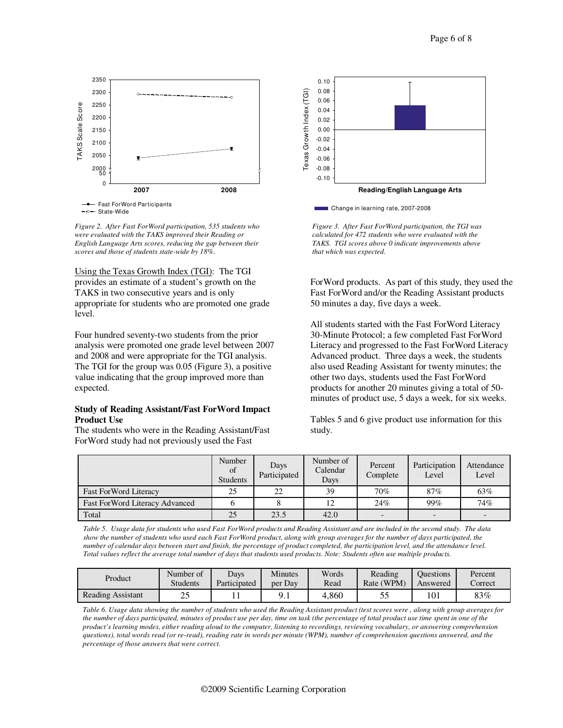*Figure 2. After Fast ForWord participation, 535 students who were evaluated with the TAKS improved their Reading or English Language Arts scores, reducing the gap between their scores and those of students state-wide by 18%.*

*Figure 3. After Fast ForWord participation, the TGI was calculated for 472 students who were evaluated with the TAKS. TGI scores above 0 indicate improvements above that which was expected.*

Using the Texas Growth Index (TGI): The TGI provides an estimate of a student's growth on the TAKS in two consecutive years and is only appropriate for students who are promoted one grade level.

Four hundred seventy-two students from the prior analysis were promoted one grade level between 2007 and 2008 and were appropriate for the TGI analysis. The TGI for the group was 0.05 (Figure 3), a positive value indicating that the group improved more than expected.

**Study of Reading Assistant/Fast ForWord Impact Product Use**

The students who were in the Reading Assistant/Fast ForWord study had not previously used the Fast ForWord products. As part of this study, they used the Fast ForWord and/or the Reading Assistant products 50 minutes a day, five days a week.

All students started with the Fast ForWord Literacy 30-Minute Protocol; a few completed Fast ForWord Literacy and progressed to the Fast ForWord Literacy Advanced product. Three days a week, the students also used Reading Assistant for twenty minutes; the other two days, students used the Fast ForWord products for another 20 minutes giving a total of 50-minutes of product use, 5 days a week, for six weeks.

Tables 5 and 6 give product use information for this study.

| | Number of Students | Days Participated | Number of Calendar Days | Percent Complete | Participation Level | Attendance Level |
|---|---|---|---|---|---|---|
| Fast ForWord Literacy | 25 | 22 | 39 | 70% | 87% | 63% |
| Fast ForWord Literacy Advanced | 6 | 8 | 12 | 24% | 99% | 74% |
| Total | 25 | 23.5 | 42.0 | - | - | - |

*Table 5. Usage data for students who used Fast ForWord products and Reading Assistant and are included in the second study. The data show the number of students who used each Fast ForWord product, along with group averages for the number of days participated, the number of calendar days between start and finish, the percentage of product completed, the participation level, and the attendance level. Total values reflect the average total number of days that students used products. Note: Students often use multiple products.*

| Product | Number of Students | Days Participated | Minutes per Day | Words Read | Reading Rate (WPM) | Questions Answered | Percent Correct |
|---|---|---|---|---|---|---|---|
| Reading Assistant | 25 | 11 | 9.1 | 4,860 | 55 | 101 | 83% |

*Table 6. Usage data showing the number of students who used the Reading Assistant product (test scores were , along with group averages for the number of days participated, minutes of product use per day, time on task (the percentage of total product use time spent in one of the product's learning modes, either reading aloud to the computer, listening to recordings, reviewing vocabulary, or answering comprehension questions), total words read (or re-read), reading rate in words per minute (WPM), number of comprehension questions answered, and the percentage of those answers that were correct.*

©2009 Scientific Learning Corporation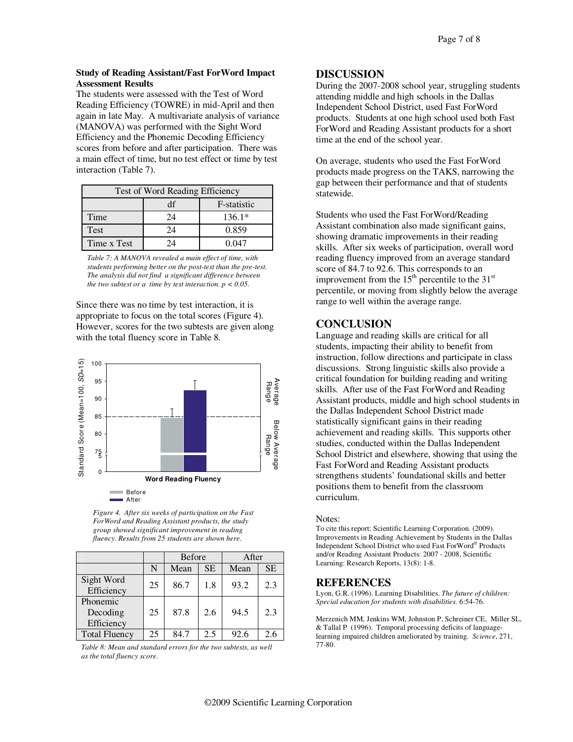**Study of Reading Assistant/Fast ForWord Impact Assessment Results**

The students were assessed with the Test of Word Reading Efficiency (TOWRE) in mid-April and then again in late May. A multivariate analysis of variance (MANOVA) was performed with the Sight Word Efficiency and the Phonemic Decoding Efficiency scores from before and after participation. There was a main effect of time, but no test effect or time by test interaction (Table 7).

| Test of Word Reading Efficiency | | |
|---|---|---|
| | df | F-statistic |
| Time | 24 | 136.1* |
| Test | 24 | 0.859 |
| Time x Test | 24 | 0.047 |

*Table 7: A MANOVA revealed a main effect of time, with students performing better on the post-test than the pre-test. The analysis did not find a significant difference between the two subtest or a time by test interaction. $p < 0.05$.*

Since there was no time by test interaction, it is appropriate to focus on the total scores (Figure 4). However, scores for the two subtests are given along with the total fluency score in Table 8.

*Figure 4. After six weeks of participation on the Fast ForWord and Reading Assistant products, the study group showed significant improvement in reading fluency. Results from 25 students are shown here.*

| | | Before | | After | |
|---|---|---|---|---|---|
| | N | Mean | SE | Mean | SE |
| Sight Word Efficiency | 25 | 86.7 | 1.8 | 93.2 | 2.3 |
| Phonemic Decoding Efficiency | 25 | 87.8 | 2.6 | 94.5 | 2.3 |
| Total Fluency | 25 | 84.7 | 2.5 | 92.6 | 2.6 |

*Table 8: Mean and standard errors for the two subtests, as well as the total fluency score.*

## DISCUSSION

During the 2007-2008 school year, struggling students attending middle and high schools in the Dallas Independent School District, used Fast ForWord products. Students at one high school used both Fast ForWord and Reading Assistant products for a short time at the end of the school year.

On average, students who used the Fast ForWord products made progress on the TAKS, narrowing the gap between their performance and that of students statewide.

Students who used the Fast ForWord/Reading Assistant combination also made significant gains, showing dramatic improvements in their reading skills. After six weeks of participation, overall word reading fluency improved from an average standard score of 84.7 to 92.6. This corresponds to an improvement from the 15th percentile to the 31st percentile, or moving from slightly below the average range to well within the average range.

## CONCLUSION

Language and reading skills are critical for all students, impacting their ability to benefit from instruction, follow directions and participate in class discussions. Strong linguistic skills also provide a critical foundation for building reading and writing skills. After use of the Fast ForWord and Reading Assistant products, middle and high school students in the Dallas Independent School District made statistically significant gains in their reading achievement and reading skills. This supports other studies, conducted within the Dallas Independent School District and elsewhere, showing that using the Fast ForWord and Reading Assistant products strengthens students' foundational skills and better positions them to benefit from the classroom curriculum.

Notes:

To cite this report: Scientific Learning Corporation. (2009). Improvements in Reading Achievement by Students in the Dallas Independent School District who used Fast ForWord® Products and/or Reading Assistant Products: 2007 - 2008, Scientific Learning: Research Reports, 13(8): 1-8.

## REFERENCES

Lyon, G.R. (1996). Learning Disabilities. *The future of children: Special education for students with disabilities.* 6:54-76.

Merzenich MM, Jenkins WM, Johnston P, Schreiner CE, Miller SL, & Tallal P (1996). Temporal processing deficits of language-learning impaired children ameliorated by training. *Science*, 271, 77-80.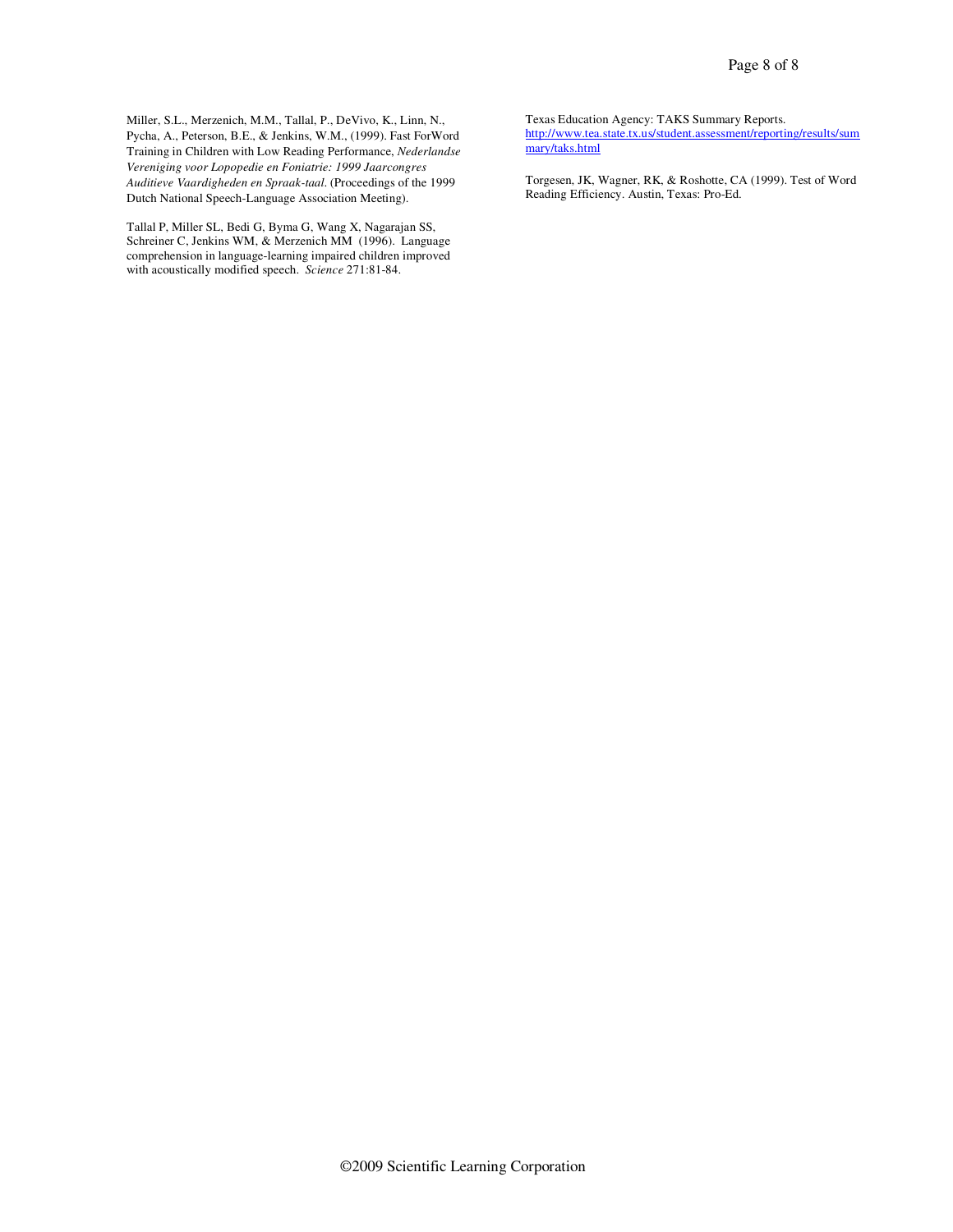Miller, S.L., Merzenich, M.M., Tallal, P., DeVivo, K., Linn, N., Pycha, A., Peterson, B.E., & Jenkins, W.M., (1999). Fast ForWord Training in Children with Low Reading Performance, *Nederlandse Vereniging voor Lopopedie en Foniatrie: 1999 Jaarcongres Auditieve Vaardigheden en Spraak-taal*. (Proceedings of the 1999 Dutch National Speech-Language Association Meeting).

Tallal P, Miller SL, Bedi G, Byma G, Wang X, Nagarajan SS, Schreiner C, Jenkins WM, & Merzenich MM (1996). Language comprehension in language-learning impaired children improved with acoustically modified speech. *Science* 271:81-84.

Texas Education Agency: TAKS Summary Reports. [http://www.tea.state.tx.us/student.assessment/reporting/results/summary/taks.html](http://www.tea.state.tx.us/student.assessment/reporting/results/summary/taks.html)

Torgesen, JK, Wagner, RK, & Roshotte, CA (1999). Test of Word Reading Efficiency. Austin, Texas: Pro-Ed.

©2009 Scientific Learning Corporation